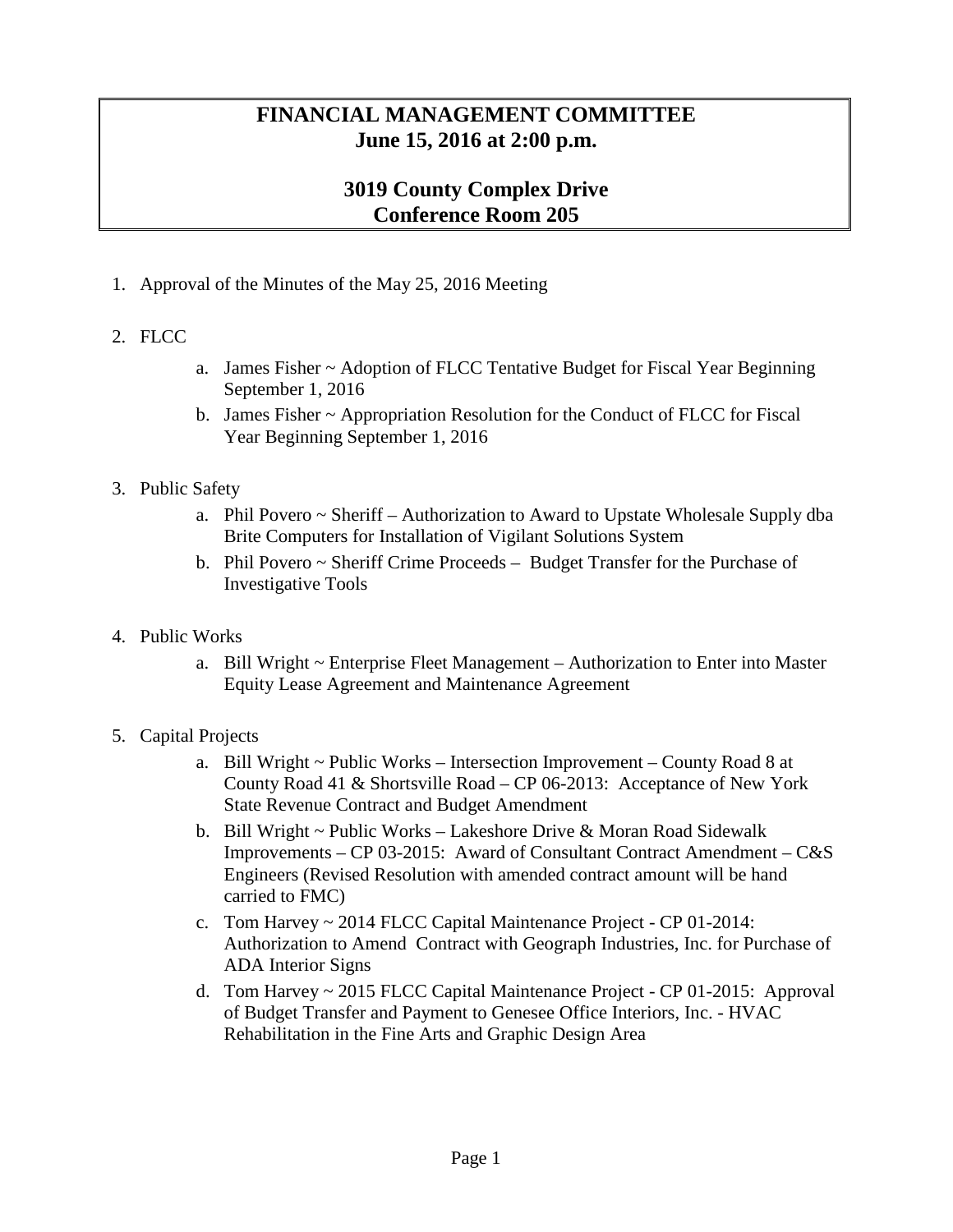# FINANCIAL MANAGEMENT COMMITTEE
## June 15, 2016 at 2:00 p.m.

## 3019 County Complex Drive
## Conference Room 205

1. Approval of the Minutes of the May 25, 2016 Meeting

2. FLCC
   a. James Fisher ~ Adoption of FLCC Tentative Budget for Fiscal Year Beginning September 1, 2016
   b. James Fisher ~ Appropriation Resolution for the Conduct of FLCC for Fiscal Year Beginning September 1, 2016

3. Public Safety
   a. Phil Povero ~ Sheriff – Authorization to Award to Upstate Wholesale Supply dba Brite Computers for Installation of Vigilant Solutions System
   b. Phil Povero ~ Sheriff Crime Proceeds – Budget Transfer for the Purchase of Investigative Tools

4. Public Works
   a. Bill Wright ~ Enterprise Fleet Management – Authorization to Enter into Master Equity Lease Agreement and Maintenance Agreement

5. Capital Projects
   a. Bill Wright ~ Public Works – Intersection Improvement – County Road 8 at County Road 41 & Shortsville Road – CP 06-2013: Acceptance of New York State Revenue Contract and Budget Amendment
   b. Bill Wright ~ Public Works – Lakeshore Drive & Moran Road Sidewalk Improvements – CP 03-2015: Award of Consultant Contract Amendment – C&S Engineers (Revised Resolution with amended contract amount will be hand carried to FMC)
   c. Tom Harvey ~ 2014 FLCC Capital Maintenance Project - CP 01-2014: Authorization to Amend Contract with Geograph Industries, Inc. for Purchase of ADA Interior Signs
   d. Tom Harvey ~ 2015 FLCC Capital Maintenance Project - CP 01-2015: Approval of Budget Transfer and Payment to Genesee Office Interiors, Inc. - HVAC Rehabilitation in the Fine Arts and Graphic Design Area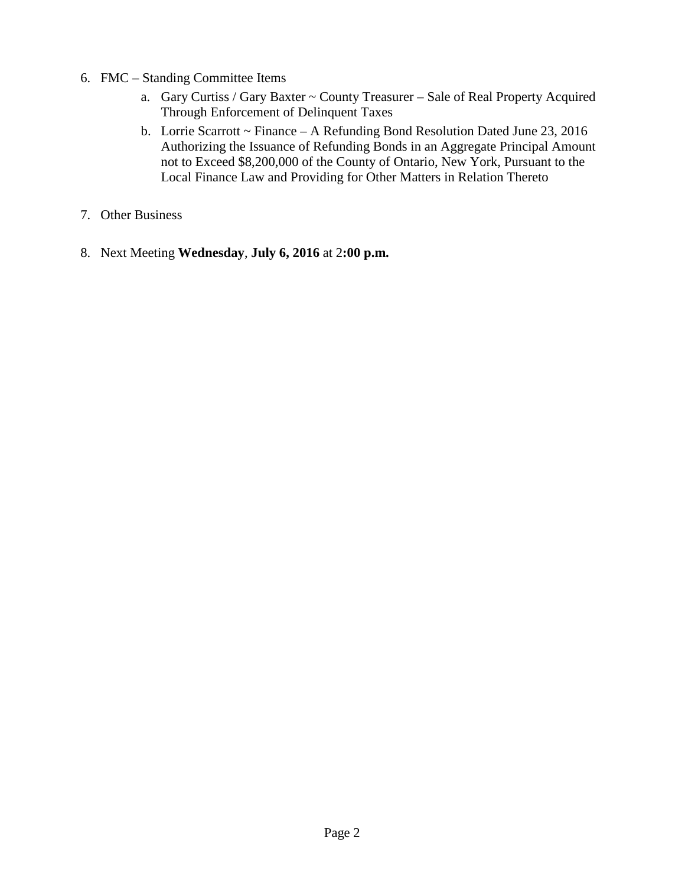6. FMC – Standing Committee Items
    a. Gary Curtiss / Gary Baxter ~ County Treasurer – Sale of Real Property Acquired Through Enforcement of Delinquent Taxes
    b. Lorrie Scarrott ~ Finance – A Refunding Bond Resolution Dated June 23, 2016 Authorizing the Issuance of Refunding Bonds in an Aggregate Principal Amount not to Exceed $8,200,000 of the County of Ontario, New York, Pursuant to the Local Finance Law and Providing for Other Matters in Relation Thereto

7. Other Business

8. Next Meeting **Wednesday**, **July 6, 2016** at 2**:00 p.m.**